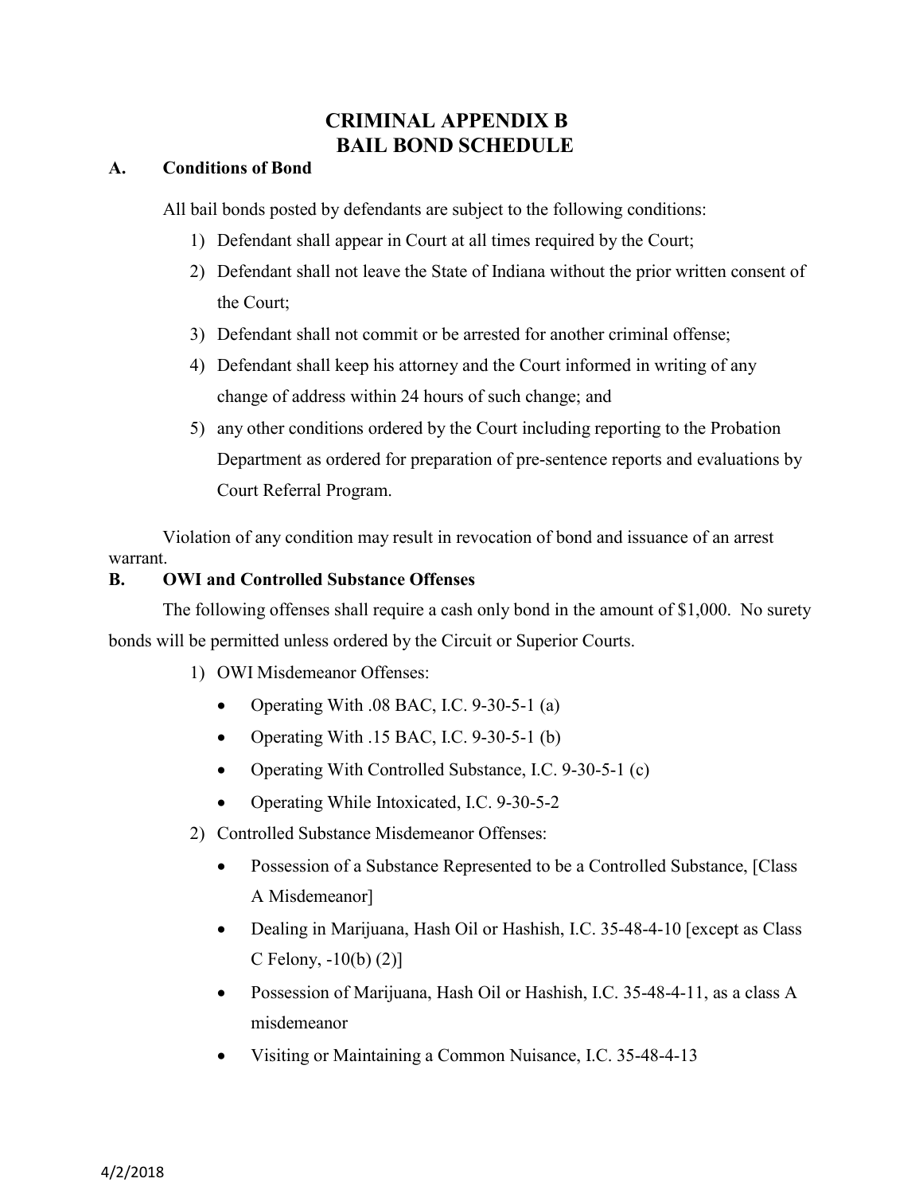# CRIMINAL APPENDIX B
# BAIL BOND SCHEDULE

## A. Conditions of Bond

All bail bonds posted by defendants are subject to the following conditions:

1) Defendant shall appear in Court at all times required by the Court;
2) Defendant shall not leave the State of Indiana without the prior written consent of the Court;
3) Defendant shall not commit or be arrested for another criminal offense;
4) Defendant shall keep his attorney and the Court informed in writing of any change of address within 24 hours of such change; and
5) any other conditions ordered by the Court including reporting to the Probation Department as ordered for preparation of pre-sentence reports and evaluations by Court Referral Program.

Violation of any condition may result in revocation of bond and issuance of an arrest warrant.

## B. OWI and Controlled Substance Offenses

The following offenses shall require a cash only bond in the amount of $1,000. No surety bonds will be permitted unless ordered by the Circuit or Superior Courts.

1) OWI Misdemeanor Offenses:
   - Operating With .08 BAC, I.C. 9-30-5-1 (a)
   - Operating With .15 BAC, I.C. 9-30-5-1 (b)
   - Operating With Controlled Substance, I.C. 9-30-5-1 (c)
   - Operating While Intoxicated, I.C. 9-30-5-2
2) Controlled Substance Misdemeanor Offenses:
   - Possession of a Substance Represented to be a Controlled Substance, [Class A Misdemeanor]
   - Dealing in Marijuana, Hash Oil or Hashish, I.C. 35-48-4-10 [except as Class C Felony, -10(b) (2)]
   - Possession of Marijuana, Hash Oil or Hashish, I.C. 35-48-4-11, as a class A misdemeanor
   - Visiting or Maintaining a Common Nuisance, I.C. 35-48-4-13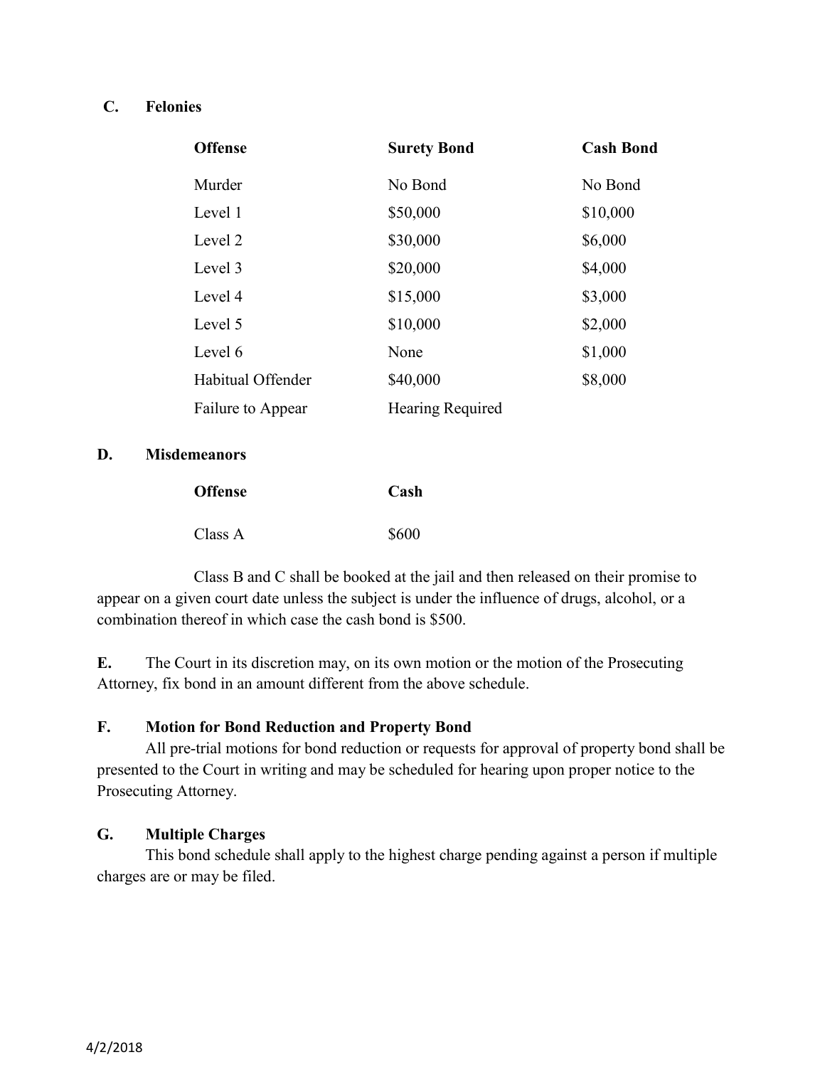**C. Felonies**

| Offense | Surety Bond | Cash Bond |
|---|---|---|
| Murder | No Bond | No Bond |
| Level 1 | $50,000 | $10,000 |
| Level 2 | $30,000 | $6,000 |
| Level 3 | $20,000 | $4,000 |
| Level 4 | $15,000 | $3,000 |
| Level 5 | $10,000 | $2,000 |
| Level 6 | None | $1,000 |
| Habitual Offender | $40,000 | $8,000 |
| Failure to Appear | Hearing Required | |

**D. Misdemeanors**

| Offense | Cash |
|---|---|
| Class A | $600 |

Class B and C shall be booked at the jail and then released on their promise to appear on a given court date unless the subject is under the influence of drugs, alcohol, or a combination thereof in which case the cash bond is $500.

**E.** The Court in its discretion may, on its own motion or the motion of the Prosecuting Attorney, fix bond in an amount different from the above schedule.

**F. Motion for Bond Reduction and Property Bond**

All pre-trial motions for bond reduction or requests for approval of property bond shall be presented to the Court in writing and may be scheduled for hearing upon proper notice to the Prosecuting Attorney.

**G. Multiple Charges**

This bond schedule shall apply to the highest charge pending against a person if multiple charges are or may be filed.

4/2/2018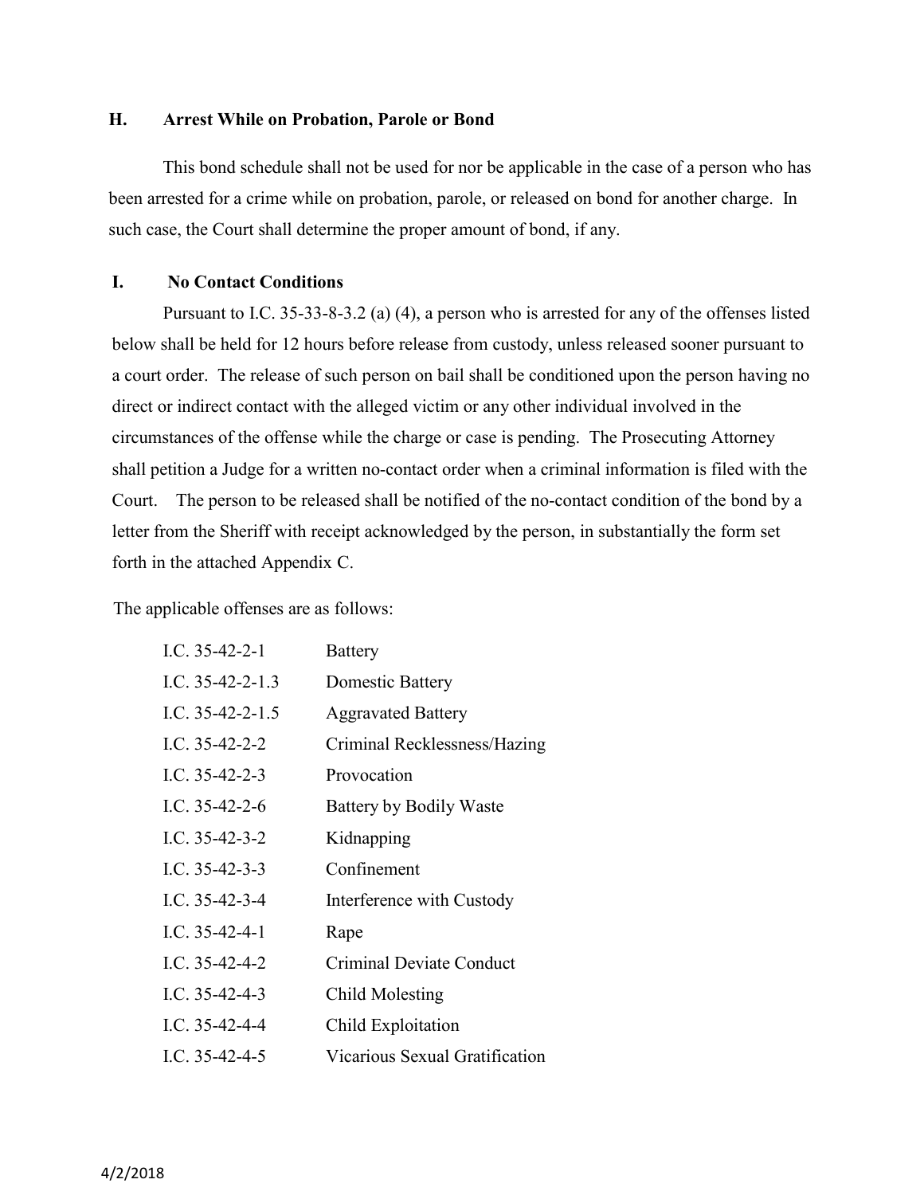## H. Arrest While on Probation, Parole or Bond

This bond schedule shall not be used for nor be applicable in the case of a person who has been arrested for a crime while on probation, parole, or released on bond for another charge. In such case, the Court shall determine the proper amount of bond, if any.

## I. No Contact Conditions

Pursuant to I.C. 35-33-8-3.2 (a) (4), a person who is arrested for any of the offenses listed below shall be held for 12 hours before release from custody, unless released sooner pursuant to a court order. The release of such person on bail shall be conditioned upon the person having no direct or indirect contact with the alleged victim or any other individual involved in the circumstances of the offense while the charge or case is pending. The Prosecuting Attorney shall petition a Judge for a written no-contact order when a criminal information is filed with the Court. The person to be released shall be notified of the no-contact condition of the bond by a letter from the Sheriff with receipt acknowledged by the person, in substantially the form set forth in the attached Appendix C.

The applicable offenses are as follows:

| | |
|---|---|
| I.C. 35-42-2-1 | Battery |
| I.C. 35-42-2-1.3 | Domestic Battery |
| I.C. 35-42-2-1.5 | Aggravated Battery |
| I.C. 35-42-2-2 | Criminal Recklessness/Hazing |
| I.C. 35-42-2-3 | Provocation |
| I.C. 35-42-2-6 | Battery by Bodily Waste |
| I.C. 35-42-3-2 | Kidnapping |
| I.C. 35-42-3-3 | Confinement |
| I.C. 35-42-3-4 | Interference with Custody |
| I.C. 35-42-4-1 | Rape |
| I.C. 35-42-4-2 | Criminal Deviate Conduct |
| I.C. 35-42-4-3 | Child Molesting |
| I.C. 35-42-4-4 | Child Exploitation |
| I.C. 35-42-4-5 | Vicarious Sexual Gratification |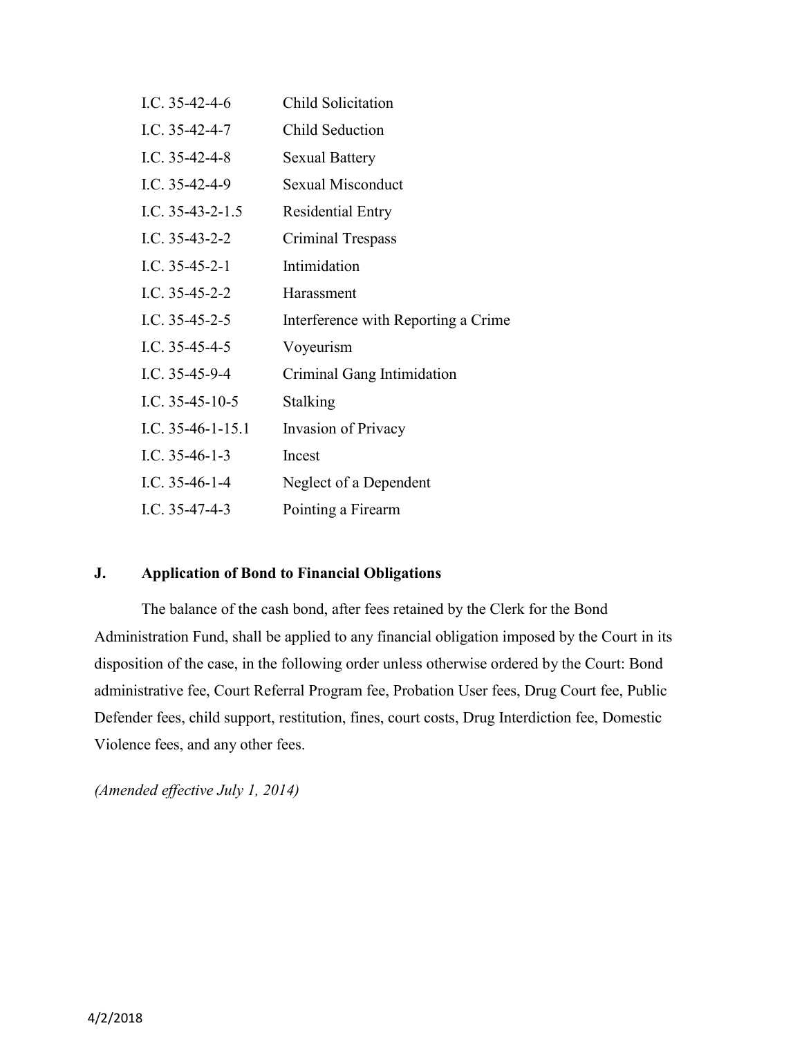| | |
|---|---|
| I.C. 35-42-4-6 | Child Solicitation |
| I.C. 35-42-4-7 | Child Seduction |
| I.C. 35-42-4-8 | Sexual Battery |
| I.C. 35-42-4-9 | Sexual Misconduct |
| I.C. 35-43-2-1.5 | Residential Entry |
| I.C. 35-43-2-2 | Criminal Trespass |
| I.C. 35-45-2-1 | Intimidation |
| I.C. 35-45-2-2 | Harassment |
| I.C. 35-45-2-5 | Interference with Reporting a Crime |
| I.C. 35-45-4-5 | Voyeurism |
| I.C. 35-45-9-4 | Criminal Gang Intimidation |
| I.C. 35-45-10-5 | Stalking |
| I.C. 35-46-1-15.1 | Invasion of Privacy |
| I.C. 35-46-1-3 | Incest |
| I.C. 35-46-1-4 | Neglect of a Dependent |
| I.C. 35-47-4-3 | Pointing a Firearm |

**J. Application of Bond to Financial Obligations**

The balance of the cash bond, after fees retained by the Clerk for the Bond Administration Fund, shall be applied to any financial obligation imposed by the Court in its disposition of the case, in the following order unless otherwise ordered by the Court: Bond administrative fee, Court Referral Program fee, Probation User fees, Drug Court fee, Public Defender fees, child support, restitution, fines, court costs, Drug Interdiction fee, Domestic Violence fees, and any other fees.

*(Amended effective July 1, 2014)*

4/2/2018